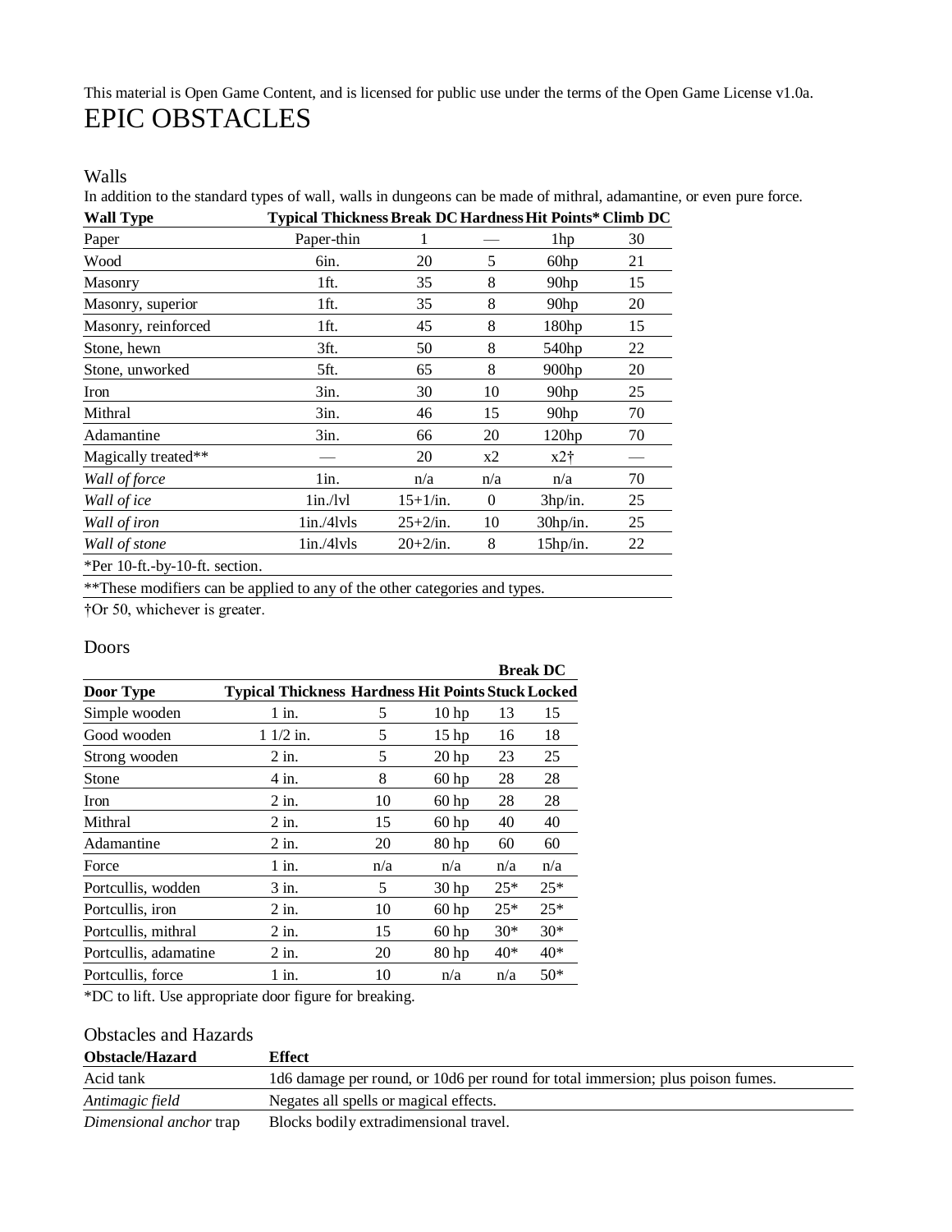This material is Open Game Content, and is licensed for public use under the terms of the Open Game License v1.0a.

# EPIC OBSTACLES

## Walls

In addition to the standard types of wall, walls in dungeons can be made of mithral, adamantine, or even pure force.

| Wall Type | Typical Thickness | Break DC | Hardness | Hit Points* | Climb DC |
|---|---|---|---|---|---|
| Paper | Paper-thin | 1 | — | 1hp | 30 |
| Wood | 6in. | 20 | 5 | 60hp | 21 |
| Masonry | 1ft. | 35 | 8 | 90hp | 15 |
| Masonry, superior | 1ft. | 35 | 8 | 90hp | 20 |
| Masonry, reinforced | 1ft. | 45 | 8 | 180hp | 15 |
| Stone, hewn | 3ft. | 50 | 8 | 540hp | 22 |
| Stone, unworked | 5ft. | 65 | 8 | 900hp | 20 |
| Iron | 3in. | 30 | 10 | 90hp | 25 |
| Mithral | 3in. | 46 | 15 | 90hp | 70 |
| Adamantine | 3in. | 66 | 20 | 120hp | 70 |
| Magically treated** | — | 20 | x2 | x2† | — |
| *Wall of force* | 1in. | n/a | n/a | n/a | 70 |
| *Wall of ice* | 1in./lvl | 15+1/in. | 0 | 3hp/in. | 25 |
| *Wall of iron* | 1in./4lvls | 25+2/in. | 10 | 30hp/in. | 25 |
| *Wall of stone* | 1in./4lvls | 20+2/in. | 8 | 15hp/in. | 22 |

*Per 10-ft.-by-10-ft. section.

**These modifiers can be applied to any of the other categories and types.

†Or 50, whichever is greater.

## Doors

| | | | | Break DC | |
|---|---|---|---|---|---|
| **Door Type** | **Typical Thickness** | **Hardness** | **Hit Points** | **Stuck** | **Locked** |
| Simple wooden | 1 in. | 5 | 10 hp | 13 | 15 |
| Good wooden | 1 1/2 in. | 5 | 15 hp | 16 | 18 |
| Strong wooden | 2 in. | 5 | 20 hp | 23 | 25 |
| Stone | 4 in. | 8 | 60 hp | 28 | 28 |
| Iron | 2 in. | 10 | 60 hp | 28 | 28 |
| Mithral | 2 in. | 15 | 60 hp | 40 | 40 |
| Adamantine | 2 in. | 20 | 80 hp | 60 | 60 |
| Force | 1 in. | n/a | n/a | n/a | n/a |
| Portcullis, wodden | 3 in. | 5 | 30 hp | 25* | 25* |
| Portcullis, iron | 2 in. | 10 | 60 hp | 25* | 25* |
| Portcullis, mithral | 2 in. | 15 | 60 hp | 30* | 30* |
| Portcullis, adamatine | 2 in. | 20 | 80 hp | 40* | 40* |
| Portcullis, force | 1 in. | 10 | n/a | n/a | 50* |

*DC to lift. Use appropriate door figure for breaking.

## Obstacles and Hazards

| Obstacle/Hazard | Effect |
|---|---|
| Acid tank | 1d6 damage per round, or 10d6 per round for total immersion; plus poison fumes. |
| *Antimagic field* | Negates all spells or magical effects. |
| *Dimensional anchor* trap | Blocks bodily extradimensional travel. |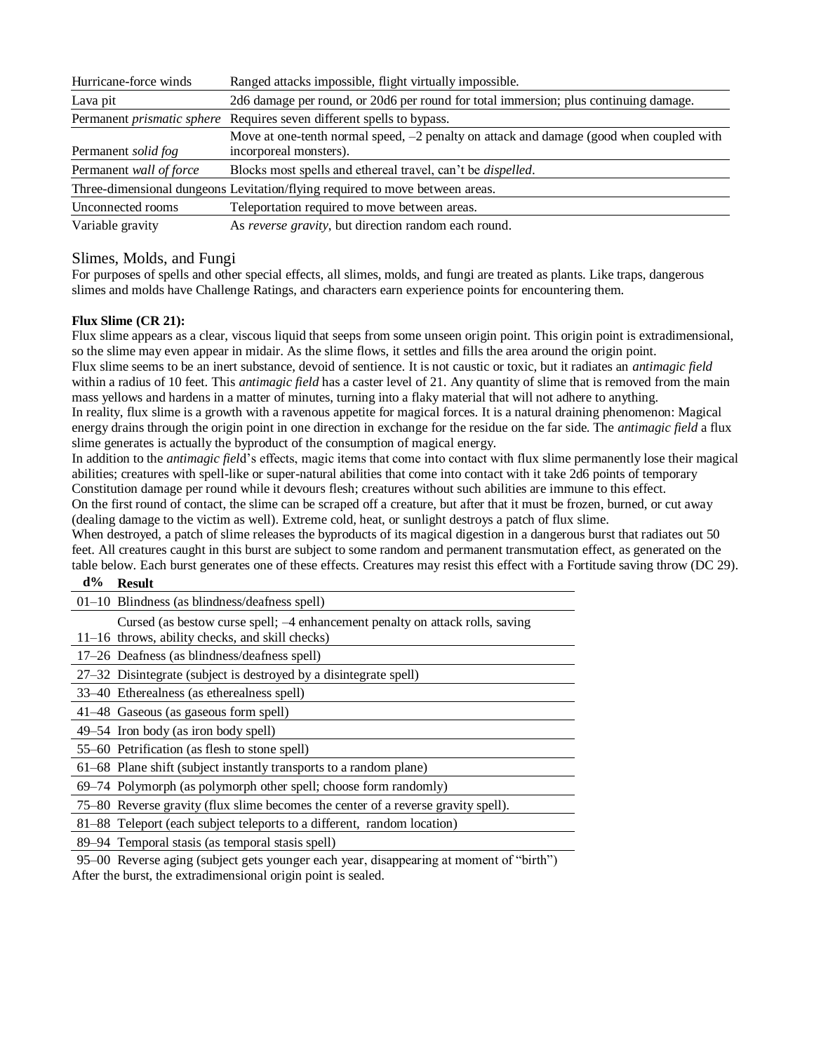| | |
|---|---|
| Hurricane-force winds | Ranged attacks impossible, flight virtually impossible. |
| Lava pit | 2d6 damage per round, or 20d6 per round for total immersion; plus continuing damage. |
| Permanent *prismatic sphere* | Requires seven different spells to bypass. |
| Permanent *solid fog* | Move at one-tenth normal speed, –2 penalty on attack and damage (good when coupled with incorporeal monsters). |
| Permanent *wall of force* | Blocks most spells and ethereal travel, can't be *dispelled*. |
| Three-dimensional dungeons | Levitation/flying required to move between areas. |
| Unconnected rooms | Teleportation required to move between areas. |
| Variable gravity | As *reverse gravity*, but direction random each round. |

## Slimes, Molds, and Fungi

For purposes of spells and other special effects, all slimes, molds, and fungi are treated as plants. Like traps, dangerous slimes and molds have Challenge Ratings, and characters earn experience points for encountering them.

**Flux Slime (CR 21):**

Flux slime appears as a clear, viscous liquid that seeps from some unseen origin point. This origin point is extradimensional, so the slime may even appear in midair. As the slime flows, it settles and fills the area around the origin point.

Flux slime seems to be an inert substance, devoid of sentience. It is not caustic or toxic, but it radiates an *antimagic field* within a radius of 10 feet. This *antimagic field* has a caster level of 21. Any quantity of slime that is removed from the main mass yellows and hardens in a matter of minutes, turning into a flaky material that will not adhere to anything.

In reality, flux slime is a growth with a ravenous appetite for magical forces. It is a natural draining phenomenon: Magical energy drains through the origin point in one direction in exchange for the residue on the far side. The *antimagic field* a flux slime generates is actually the byproduct of the consumption of magical energy.

In addition to the *antimagic fiel*d's effects, magic items that come into contact with flux slime permanently lose their magical abilities; creatures with spell-like or super-natural abilities that come into contact with it take 2d6 points of temporary Constitution damage per round while it devours flesh; creatures without such abilities are immune to this effect.

On the first round of contact, the slime can be scraped off a creature, but after that it must be frozen, burned, or cut away (dealing damage to the victim as well). Extreme cold, heat, or sunlight destroys a patch of flux slime.

When destroyed, a patch of slime releases the byproducts of its magical digestion in a dangerous burst that radiates out 50 feet. All creatures caught in this burst are subject to some random and permanent transmutation effect, as generated on the table below. Each burst generates one of these effects. Creatures may resist this effect with a Fortitude saving throw (DC 29).

| d% | Result |
|---|---|
| 01–10 | Blindness (as blindness/deafness spell) |
| 11–16 | Cursed (as bestow curse spell; –4 enhancement penalty on attack rolls, saving throws, ability checks, and skill checks) |
| 17–26 | Deafness (as blindness/deafness spell) |
| 27–32 | Disintegrate (subject is destroyed by a disintegrate spell) |
| 33–40 | Etherealness (as etherealness spell) |
| 41–48 | Gaseous (as gaseous form spell) |
| 49–54 | Iron body (as iron body spell) |
| 55–60 | Petrification (as flesh to stone spell) |
| 61–68 | Plane shift (subject instantly transports to a random plane) |
| 69–74 | Polymorph (as polymorph other spell; choose form randomly) |
| 75–80 | Reverse gravity (flux slime becomes the center of a reverse gravity spell). |
| 81–88 | Teleport (each subject teleports to a different, random location) |
| 89–94 | Temporal stasis (as temporal stasis spell) |
| 95–00 | Reverse aging (subject gets younger each year, disappearing at moment of "birth") |

After the burst, the extradimensional origin point is sealed.